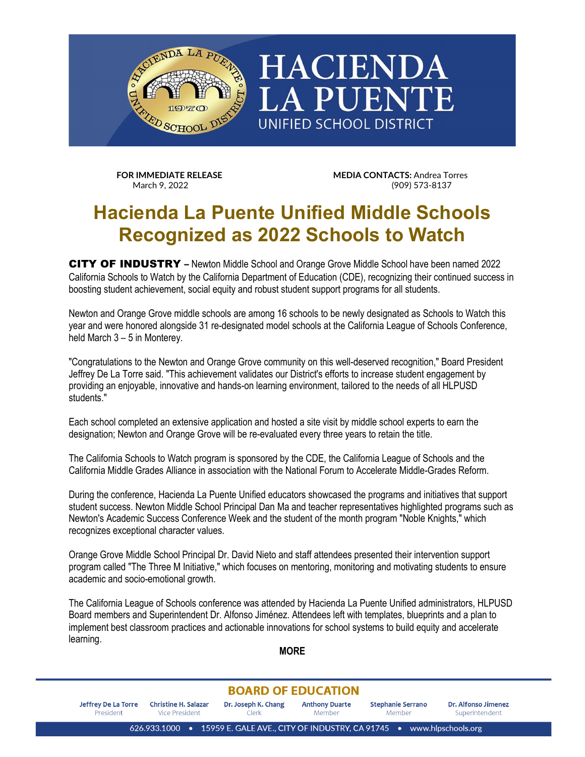# HACIENDA LA PUENTE

UNIFIED SCHOOL DISTRICT

**FOR IMMEDIATE RELEASE**
March 9, 2022

**MEDIA CONTACTS:** Andrea Torres
(909) 573-8137

# Hacienda La Puente Unified Middle Schools Recognized as 2022 Schools to Watch

**CITY OF INDUSTRY –** Newton Middle School and Orange Grove Middle School have been named 2022 California Schools to Watch by the California Department of Education (CDE), recognizing their continued success in boosting student achievement, social equity and robust student support programs for all students.

Newton and Orange Grove middle schools are among 16 schools to be newly designated as Schools to Watch this year and were honored alongside 31 re-designated model schools at the California League of Schools Conference, held March 3 – 5 in Monterey.

"Congratulations to the Newton and Orange Grove community on this well-deserved recognition," Board President Jeffrey De La Torre said. "This achievement validates our District's efforts to increase student engagement by providing an enjoyable, innovative and hands-on learning environment, tailored to the needs of all HLPUSD students."

Each school completed an extensive application and hosted a site visit by middle school experts to earn the designation; Newton and Orange Grove will be re-evaluated every three years to retain the title.

The California Schools to Watch program is sponsored by the CDE, the California League of Schools and the California Middle Grades Alliance in association with the National Forum to Accelerate Middle-Grades Reform.

During the conference, Hacienda La Puente Unified educators showcased the programs and initiatives that support student success. Newton Middle School Principal Dan Ma and teacher representatives highlighted programs such as Newton's Academic Success Conference Week and the student of the month program "Noble Knights," which recognizes exceptional character values.

Orange Grove Middle School Principal Dr. David Nieto and staff attendees presented their intervention support program called "The Three M Initiative," which focuses on mentoring, monitoring and motivating students to ensure academic and socio-emotional growth.

The California League of Schools conference was attended by Hacienda La Puente Unified administrators, HLPUSD Board members and Superintendent Dr. Alfonso Jiménez. Attendees left with templates, blueprints and a plan to implement best classroom practices and actionable innovations for school systems to build equity and accelerate learning.

**MORE**

**BOARD OF EDUCATION**

| Jeffrey De La Torre | Christine H. Salazar | Dr. Joseph K. Chang | Anthony Duarte | Stephanie Serrano | Dr. Alfonso Jimenez |
|---|---|---|---|---|---|
| President | Vice President | Clerk | Member | Member | Superintendent |

626.933.1000 • 15959 E. GALE AVE., CITY OF INDUSTRY, CA 91745 • www.hlpschools.org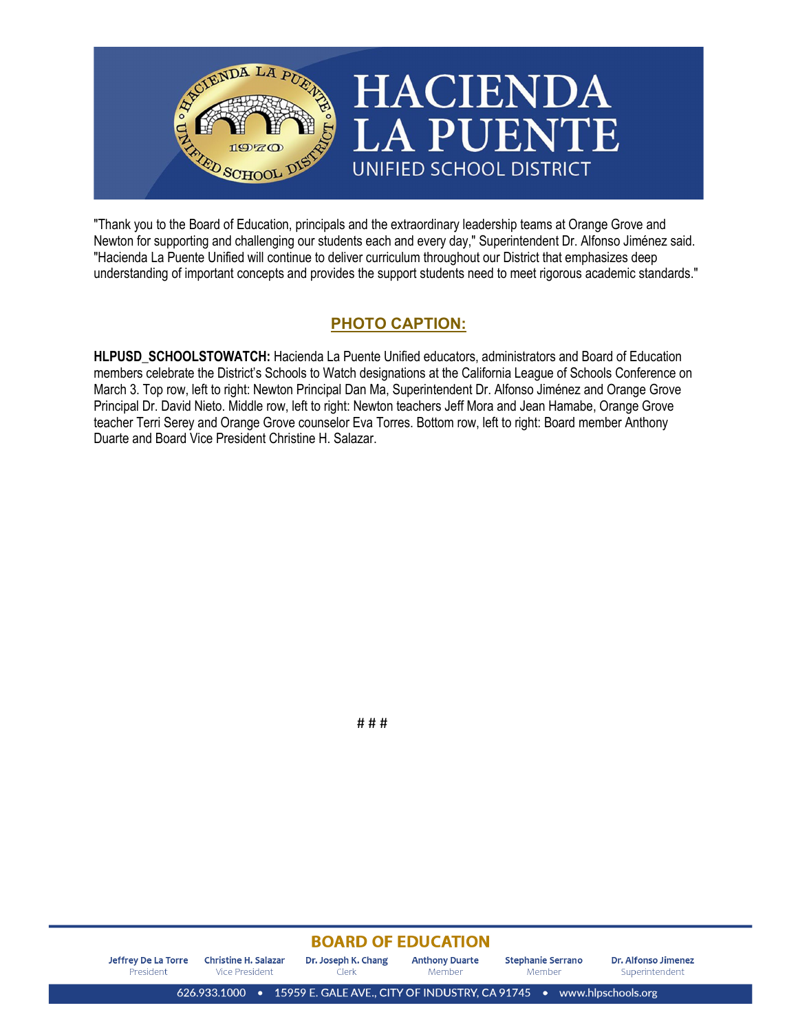"Thank you to the Board of Education, principals and the extraordinary leadership teams at Orange Grove and Newton for supporting and challenging our students each and every day," Superintendent Dr. Alfonso Jiménez said. "Hacienda La Puente Unified will continue to deliver curriculum throughout our District that emphasizes deep understanding of important concepts and provides the support students need to meet rigorous academic standards."

## PHOTO CAPTION:

**HLPUSD_SCHOOLSTOWATCH:** Hacienda La Puente Unified educators, administrators and Board of Education members celebrate the District's Schools to Watch designations at the California League of Schools Conference on March 3. Top row, left to right: Newton Principal Dan Ma, Superintendent Dr. Alfonso Jiménez and Orange Grove Principal Dr. David Nieto. Middle row, left to right: Newton teachers Jeff Mora and Jean Hamabe, Orange Grove teacher Terri Serey and Orange Grove counselor Eva Torres. Bottom row, left to right: Board member Anthony Duarte and Board Vice President Christine H. Salazar.

# # #